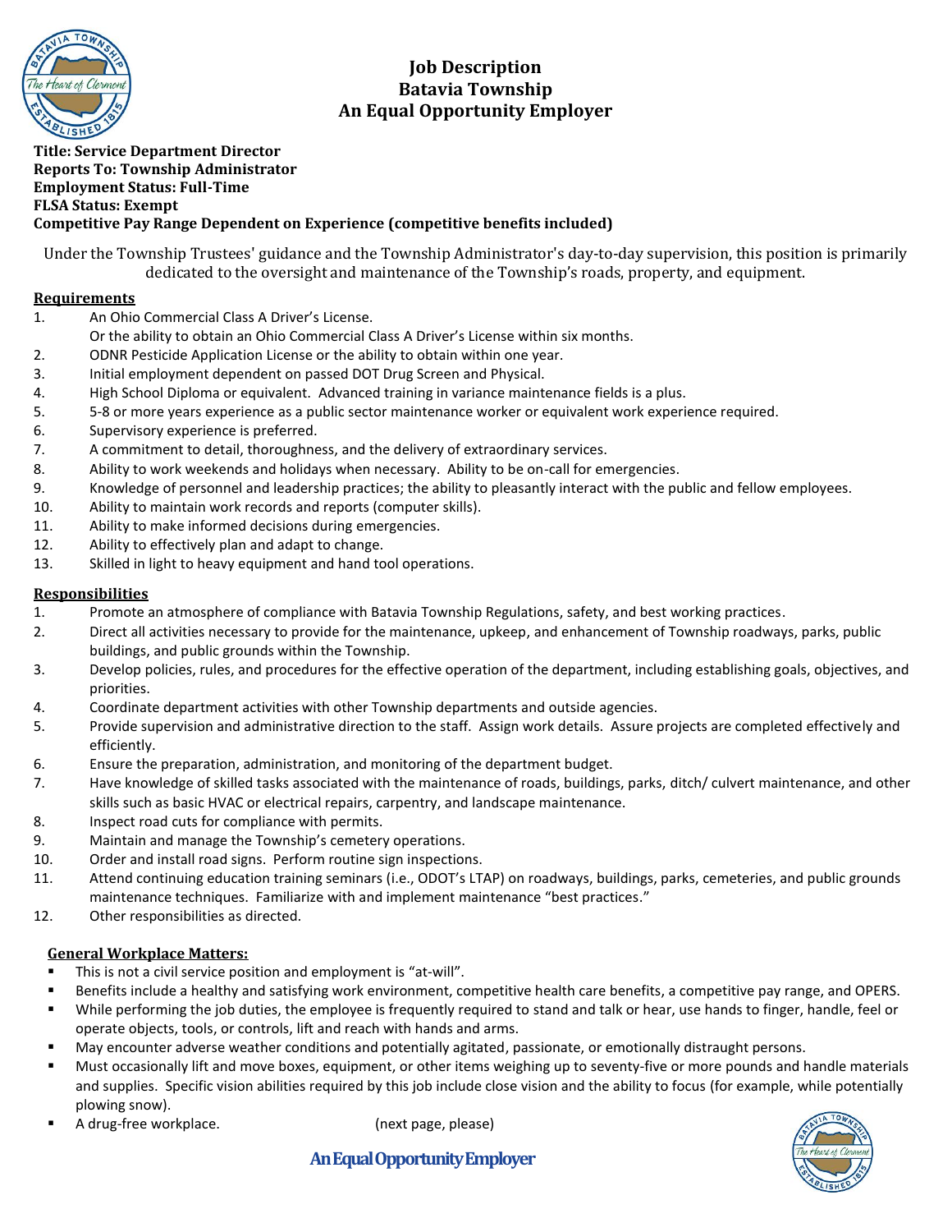# Job Description
# Batavia Township
# An Equal Opportunity Employer

**Title: Service Department Director**
**Reports To: Township Administrator**
**Employment Status: Full-Time**
**FLSA Status: Exempt**
**Competitive Pay Range Dependent on Experience (competitive benefits included)**

Under the Township Trustees' guidance and the Township Administrator's day-to-day supervision, this position is primarily dedicated to the oversight and maintenance of the Township's roads, property, and equipment.

## Requirements

1. An Ohio Commercial Class A Driver's License.
   Or the ability to obtain an Ohio Commercial Class A Driver's License within six months.
2. ODNR Pesticide Application License or the ability to obtain within one year.
3. Initial employment dependent on passed DOT Drug Screen and Physical.
4. High School Diploma or equivalent. Advanced training in variance maintenance fields is a plus.
5. 5-8 or more years experience as a public sector maintenance worker or equivalent work experience required.
6. Supervisory experience is preferred.
7. A commitment to detail, thoroughness, and the delivery of extraordinary services.
8. Ability to work weekends and holidays when necessary. Ability to be on-call for emergencies.
9. Knowledge of personnel and leadership practices; the ability to pleasantly interact with the public and fellow employees.
10. Ability to maintain work records and reports (computer skills).
11. Ability to make informed decisions during emergencies.
12. Ability to effectively plan and adapt to change.
13. Skilled in light to heavy equipment and hand tool operations.

## Responsibilities

1. Promote an atmosphere of compliance with Batavia Township Regulations, safety, and best working practices.
2. Direct all activities necessary to provide for the maintenance, upkeep, and enhancement of Township roadways, parks, public buildings, and public grounds within the Township.
3. Develop policies, rules, and procedures for the effective operation of the department, including establishing goals, objectives, and priorities.
4. Coordinate department activities with other Township departments and outside agencies.
5. Provide supervision and administrative direction to the staff. Assign work details. Assure projects are completed effectively and efficiently.
6. Ensure the preparation, administration, and monitoring of the department budget.
7. Have knowledge of skilled tasks associated with the maintenance of roads, buildings, parks, ditch/ culvert maintenance, and other skills such as basic HVAC or electrical repairs, carpentry, and landscape maintenance.
8. Inspect road cuts for compliance with permits.
9. Maintain and manage the Township's cemetery operations.
10. Order and install road signs. Perform routine sign inspections.
11. Attend continuing education training seminars (i.e., ODOT's LTAP) on roadways, buildings, parks, cemeteries, and public grounds maintenance techniques. Familiarize with and implement maintenance "best practices."
12. Other responsibilities as directed.

## General Workplace Matters:

- This is not a civil service position and employment is "at-will".
- Benefits include a healthy and satisfying work environment, competitive health care benefits, a competitive pay range, and OPERS.
- While performing the job duties, the employee is frequently required to stand and talk or hear, use hands to finger, handle, feel or operate objects, tools, or controls, lift and reach with hands and arms.
- May encounter adverse weather conditions and potentially agitated, passionate, or emotionally distraught persons.
- Must occasionally lift and move boxes, equipment, or other items weighing up to seventy-five or more pounds and handle materials and supplies. Specific vision abilities required by this job include close vision and the ability to focus (for example, while potentially plowing snow).
- A drug-free workplace. (next page, please)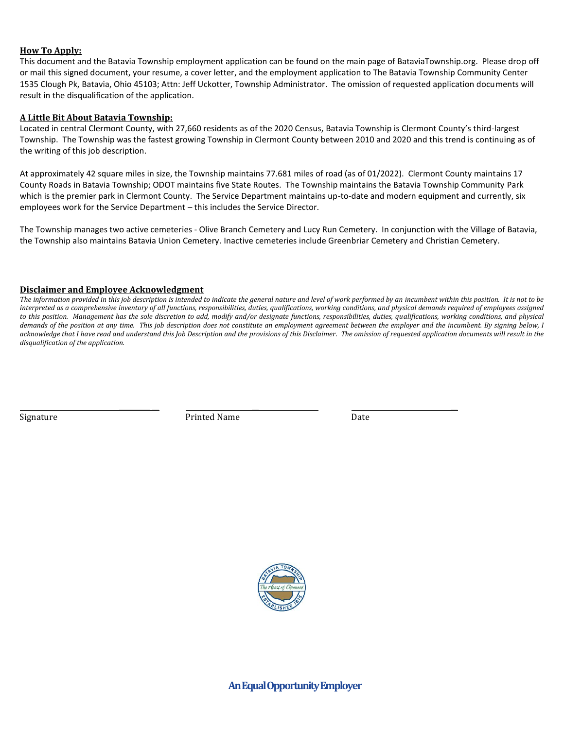**How To Apply:**

This document and the Batavia Township employment application can be found on the main page of BataviaTownship.org. Please drop off or mail this signed document, your resume, a cover letter, and the employment application to The Batavia Township Community Center 1535 Clough Pk, Batavia, Ohio 45103; Attn: Jeff Uckotter, Township Administrator. The omission of requested application documents will result in the disqualification of the application.

**A Little Bit About Batavia Township:**

Located in central Clermont County, with 27,660 residents as of the 2020 Census, Batavia Township is Clermont County's third-largest Township. The Township was the fastest growing Township in Clermont County between 2010 and 2020 and this trend is continuing as of the writing of this job description.

At approximately 42 square miles in size, the Township maintains 77.681 miles of road (as of 01/2022). Clermont County maintains 17 County Roads in Batavia Township; ODOT maintains five State Routes. The Township maintains the Batavia Township Community Park which is the premier park in Clermont County. The Service Department maintains up-to-date and modern equipment and currently, six employees work for the Service Department – this includes the Service Director.

The Township manages two active cemeteries - Olive Branch Cemetery and Lucy Run Cemetery. In conjunction with the Village of Batavia, the Township also maintains Batavia Union Cemetery. Inactive cemeteries include Greenbriar Cemetery and Christian Cemetery.

**Disclaimer and Employee Acknowledgment**

*The information provided in this job description is intended to indicate the general nature and level of work performed by an incumbent within this position. It is not to be interpreted as a comprehensive inventory of all functions, responsibilities, duties, qualifications, working conditions, and physical demands required of employees assigned to this position. Management has the sole discretion to add, modify and/or designate functions, responsibilities, duties, qualifications, working conditions, and physical demands of the position at any time. This job description does not constitute an employment agreement between the employer and the incumbent. By signing below, I acknowledge that I have read and understand this Job Description and the provisions of this Disclaimer. The omission of requested application documents will result in the disqualification of the application.*

\_\_\_\_\_\_\_\_\_\_\_\_\_\_\_\_\_\_\_\_\_\_\_\_\_\_ \_\_\_\_\_\_\_\_\_\_\_\_\_\_\_\_\_\_\_\_\_\_\_\_\_\_ \_\_\_\_\_\_\_\_\_\_\_\_\_\_\_\_\_\_\_\_\_\_\_\_\_\_

Signature Printed Name Date

**An Equal Opportunity Employer**